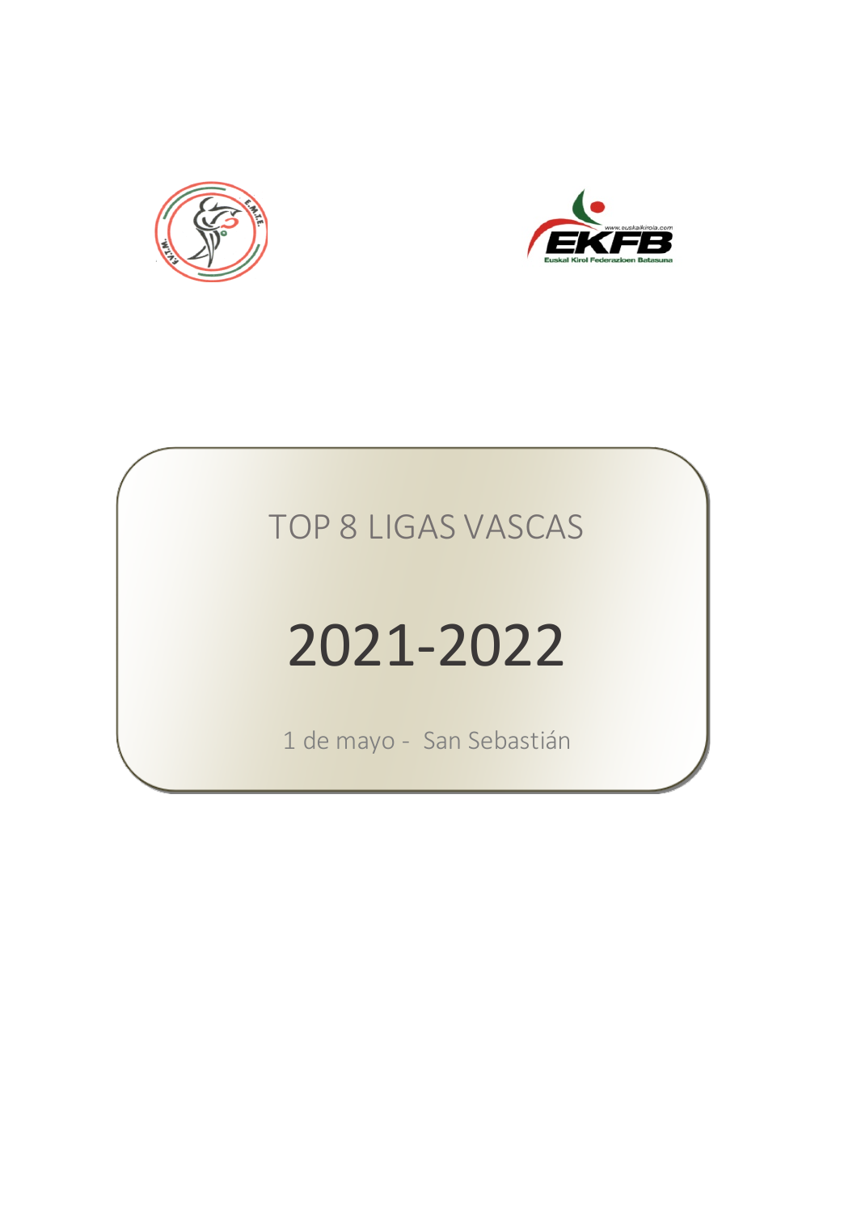# TOP 8 LIGAS VASCAS

# 2021-2022

1 de mayo - San Sebastián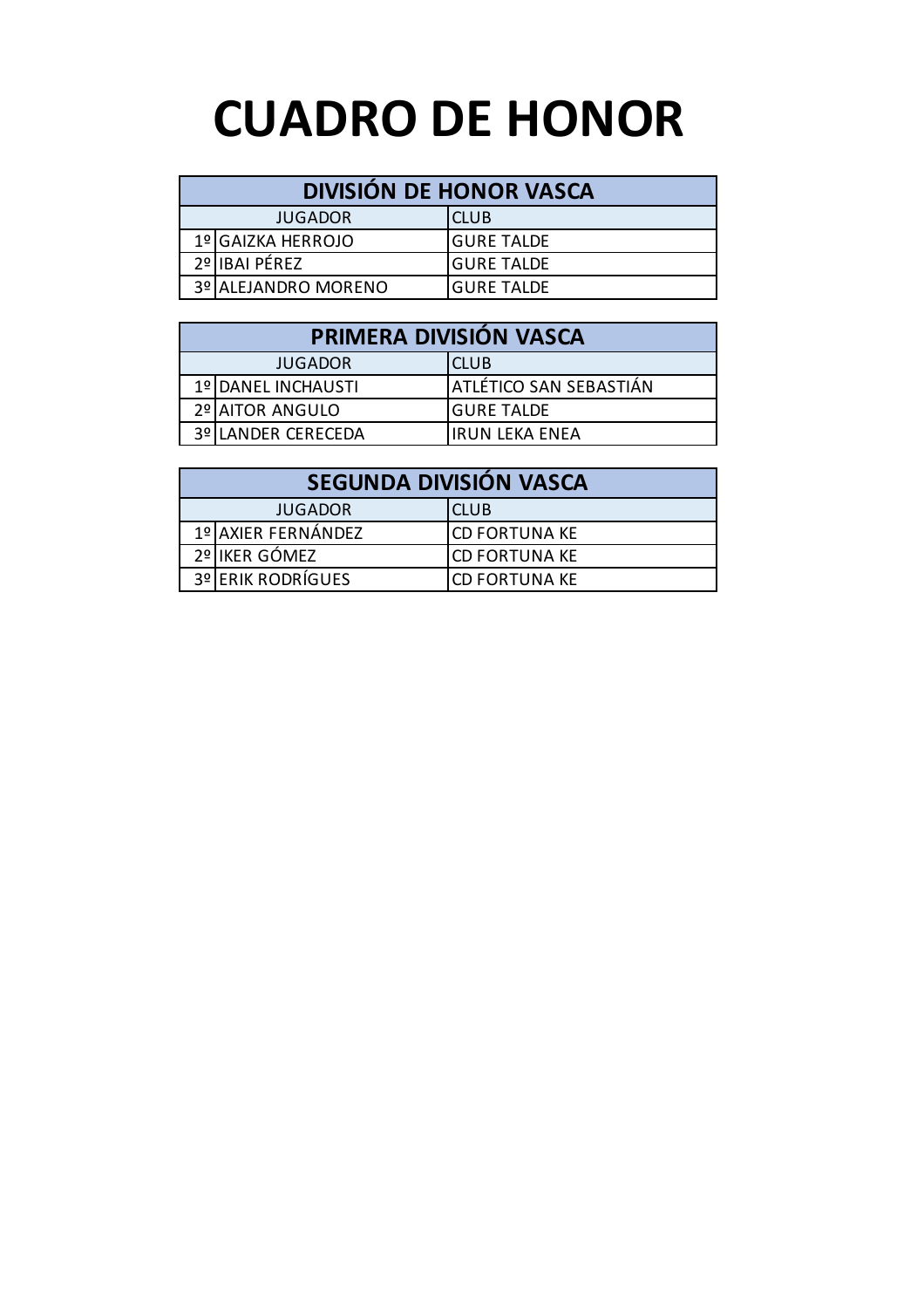# CUADRO DE HONOR

| DIVISIÓN DE HONOR VASCA | | |
|---|---|---|
| | JUGADOR | CLUB |
| 1º | GAIZKA HERROJO | GURE TALDE |
| 2º | IBAI PÉREZ | GURE TALDE |
| 3º | ALEJANDRO MORENO | GURE TALDE |

| PRIMERA DIVISIÓN VASCA | | |
|---|---|---|
| | JUGADOR | CLUB |
| 1º | DANEL INCHAUSTI | ATLÉTICO SAN SEBASTIÁN |
| 2º | AITOR ANGULO | GURE TALDE |
| 3º | LANDER CERECEDA | IRUN LEKA ENEA |

| SEGUNDA DIVISIÓN VASCA | | |
|---|---|---|
| | JUGADOR | CLUB |
| 1º | AXIER FERNÁNDEZ | CD FORTUNA KE |
| 2º | IKER GÓMEZ | CD FORTUNA KE |
| 3º | ERIK RODRÍGUES | CD FORTUNA KE |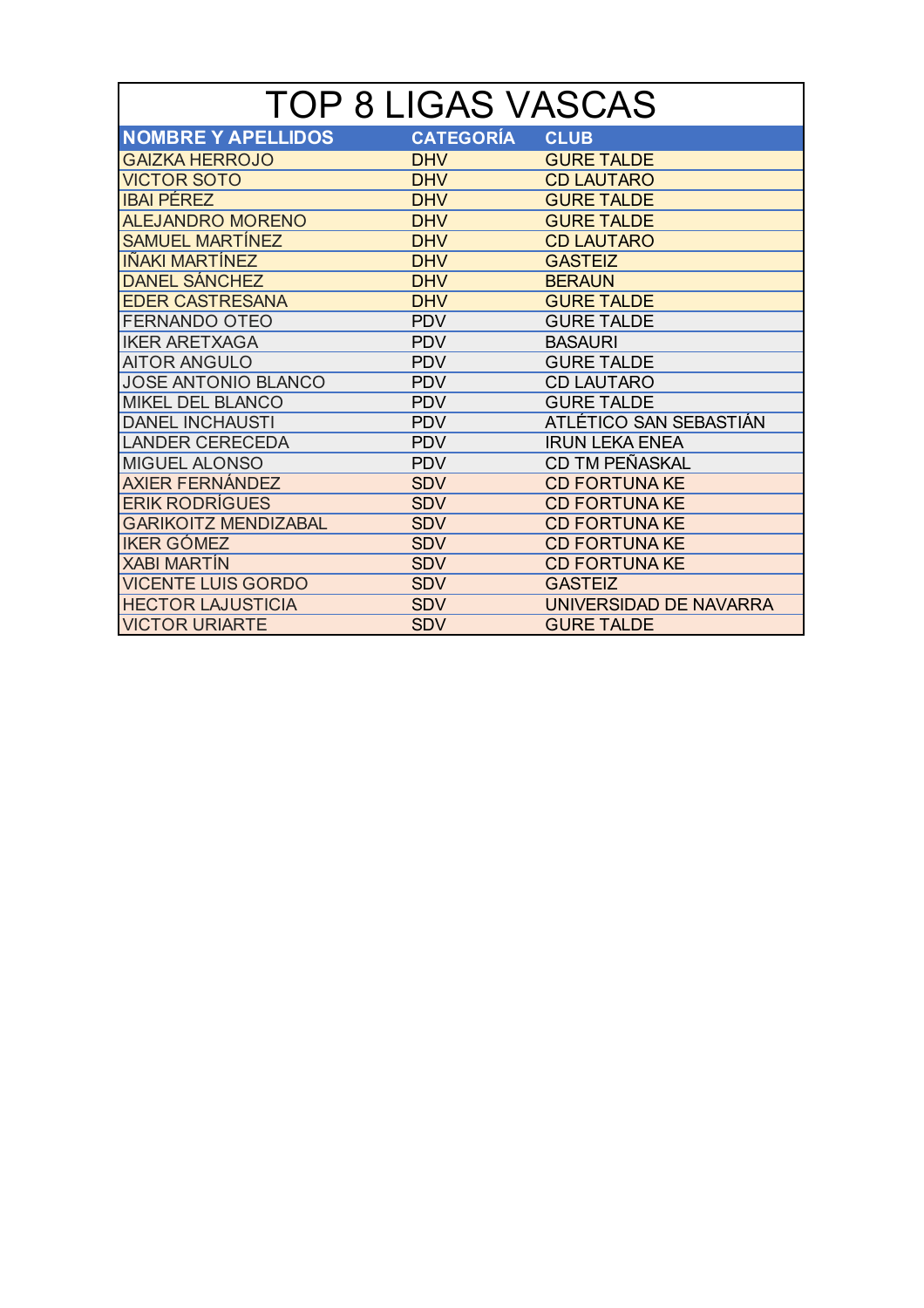# TOP 8 LIGAS VASCAS

| NOMBRE Y APELLIDOS | CATEGORÍA | CLUB |
|---|---|---|
| GAIZKA HERROJO | DHV | GURE TALDE |
| VICTOR SOTO | DHV | CD LAUTARO |
| IBAI PÉREZ | DHV | GURE TALDE |
| ALEJANDRO MORENO | DHV | GURE TALDE |
| SAMUEL MARTÍNEZ | DHV | CD LAUTARO |
| IÑAKI MARTÍNEZ | DHV | GASTEIZ |
| DANEL SÁNCHEZ | DHV | BERAUN |
| EDER CASTRESANA | DHV | GURE TALDE |
| FERNANDO OTEO | PDV | GURE TALDE |
| IKER ARETXAGA | PDV | BASAURI |
| AITOR ANGULO | PDV | GURE TALDE |
| JOSE ANTONIO BLANCO | PDV | CD LAUTARO |
| MIKEL DEL BLANCO | PDV | GURE TALDE |
| DANEL INCHAUSTI | PDV | ATLÉTICO SAN SEBASTIÁN |
| LANDER CERECEDA | PDV | IRUN LEKA ENEA |
| MIGUEL ALONSO | PDV | CD TM PEÑASKAL |
| AXIER FERNÁNDEZ | SDV | CD FORTUNA KE |
| ERIK RODRÍGUES | SDV | CD FORTUNA KE |
| GARIKOITZ MENDIZABAL | SDV | CD FORTUNA KE |
| IKER GÓMEZ | SDV | CD FORTUNA KE |
| XABI MARTÍN | SDV | CD FORTUNA KE |
| VICENTE LUIS GORDO | SDV | GASTEIZ |
| HECTOR LAJUSTICIA | SDV | UNIVERSIDAD DE NAVARRA |
| VICTOR URIARTE | SDV | GURE TALDE |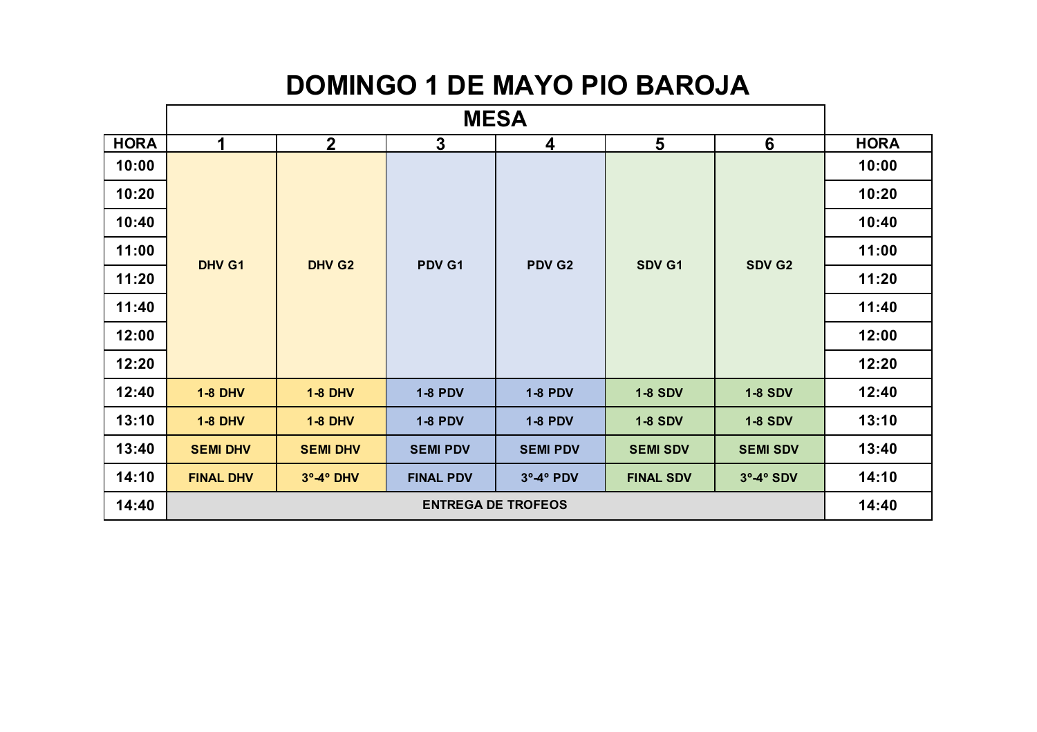# DOMINGO 1 DE MAYO PIO BAROJA

| | MESA | | | | | | |
|---|---|---|---|---|---|---|---|
| **HORA** | **1** | **2** | **3** | **4** | **5** | **6** | **HORA** |
| **10:00** | DHV G1 | DHV G2 | PDV G1 | PDV G2 | SDV G1 | SDV G2 | **10:00** |
| **10:20** | | | | | | | **10:20** |
| **10:40** | | | | | | | **10:40** |
| **11:00** | | | | | | | **11:00** |
| **11:20** | | | | | | | **11:20** |
| **11:40** | | | | | | | **11:40** |
| **12:00** | | | | | | | **12:00** |
| **12:20** | | | | | | | **12:20** |
| **12:40** | 1-8 DHV | 1-8 DHV | 1-8 PDV | 1-8 PDV | 1-8 SDV | 1-8 SDV | **12:40** |
| **13:10** | 1-8 DHV | 1-8 DHV | 1-8 PDV | 1-8 PDV | 1-8 SDV | 1-8 SDV | **13:10** |
| **13:40** | SEMI DHV | SEMI DHV | SEMI PDV | SEMI PDV | SEMI SDV | SEMI SDV | **13:40** |
| **14:10** | FINAL DHV | 3º-4º DHV | FINAL PDV | 3º-4º PDV | FINAL SDV | 3º-4º SDV | **14:10** |
| **14:40** | ENTREGA DE TROFEOS | | | | | | **14:40** |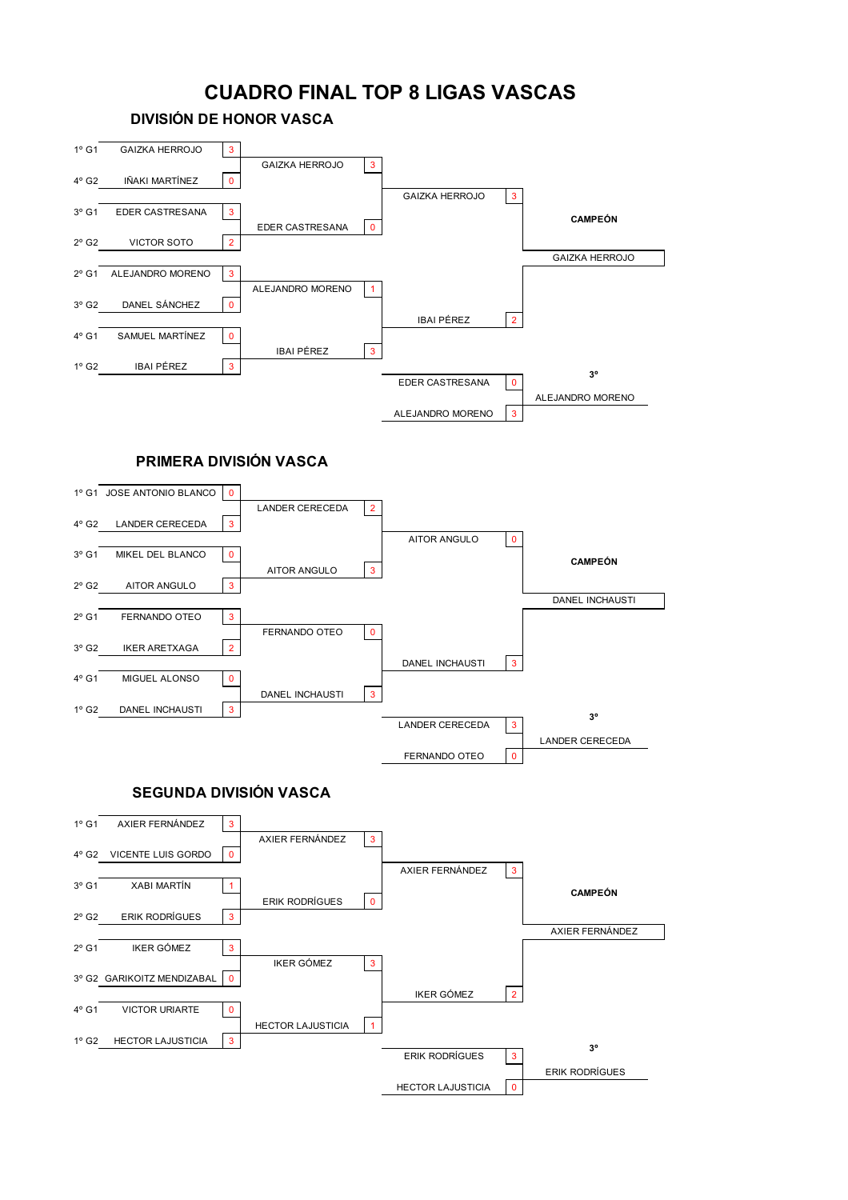# CUADRO FINAL TOP 8 LIGAS VASCAS

## DIVISIÓN DE HONOR VASCA

**Cuartos de final**

| Posición | Jugador | Resultado |
|---|---|---|
| 1º G1 | GAIZKA HERROJO | 3 |
| 4º G2 | IÑAKI MARTÍNEZ | 0 |
| 3º G1 | EDER CASTRESANA | 3 |
| 2º G2 | VICTOR SOTO | 2 |
| 2º G1 | ALEJANDRO MORENO | 3 |
| 3º G2 | DANEL SÁNCHEZ | 0 |
| 4º G1 | SAMUEL MARTÍNEZ | 0 |
| 1º G2 | IBAI PÉREZ | 3 |

**Semifinales**

| Jugador | Resultado |
|---|---|
| GAIZKA HERROJO | 3 |
| EDER CASTRESANA | 0 |
| ALEJANDRO MORENO | 1 |
| IBAI PÉREZ | 3 |

**Final**

| Jugador | Resultado |
|---|---|
| GAIZKA HERROJO | 3 |
| IBAI PÉREZ | 2 |

**CAMPEÓN:** GAIZKA HERROJO

**3º y 4º puesto**

| Jugador | Resultado |
|---|---|
| EDER CASTRESANA | 0 |
| ALEJANDRO MORENO | 3 |

**3º:** ALEJANDRO MORENO

## PRIMERA DIVISIÓN VASCA

**Cuartos de final**

| Posición | Jugador | Resultado |
|---|---|---|
| 1º G1 | JOSE ANTONIO BLANCO | 0 |
| 4º G2 | LANDER CERECEDA | 3 |
| 3º G1 | MIKEL DEL BLANCO | 0 |
| 2º G2 | AITOR ANGULO | 3 |
| 2º G1 | FERNANDO OTEO | 3 |
| 3º G2 | IKER ARETXAGA | 2 |
| 4º G1 | MIGUEL ALONSO | 0 |
| 1º G2 | DANEL INCHAUSTI | 3 |

**Semifinales**

| Jugador | Resultado |
|---|---|
| LANDER CERECEDA | 2 |
| AITOR ANGULO | 3 |
| FERNANDO OTEO | 0 |
| DANEL INCHAUSTI | 3 |

**Final**

| Jugador | Resultado |
|---|---|
| AITOR ANGULO | 0 |
| DANEL INCHAUSTI | 3 |

**CAMPEÓN:** DANEL INCHAUSTI

**3º y 4º puesto**

| Jugador | Resultado |
|---|---|
| LANDER CERECEDA | 3 |
| FERNANDO OTEO | 0 |

**3º:** LANDER CERECEDA

## SEGUNDA DIVISIÓN VASCA

**Cuartos de final**

| Posición | Jugador | Resultado |
|---|---|---|
| 1º G1 | AXIER FERNÁNDEZ | 3 |
| 4º G2 | VICENTE LUIS GORDO | 0 |
| 3º G1 | XABI MARTÍN | 1 |
| 2º G2 | ERIK RODRÍGUES | 3 |
| 2º G1 | IKER GÓMEZ | 3 |
| 3º G2 | GARIKOITZ MENDIZABAL | 0 |
| 4º G1 | VICTOR URIARTE | 0 |
| 1º G2 | HECTOR LAJUSTICIA | 3 |

**Semifinales**

| Jugador | Resultado |
|---|---|
| AXIER FERNÁNDEZ | 3 |
| ERIK RODRÍGUES | 0 |
| IKER GÓMEZ | 3 |
| HECTOR LAJUSTICIA | 1 |

**Final**

| Jugador | Resultado |
|---|---|
| AXIER FERNÁNDEZ | 3 |
| IKER GÓMEZ | 2 |

**CAMPEÓN:** AXIER FERNÁNDEZ

**3º y 4º puesto**

| Jugador | Resultado |
|---|---|
| ERIK RODRÍGUES | 3 |
| HECTOR LAJUSTICIA | 0 |

**3º:** ERIK RODRÍGUES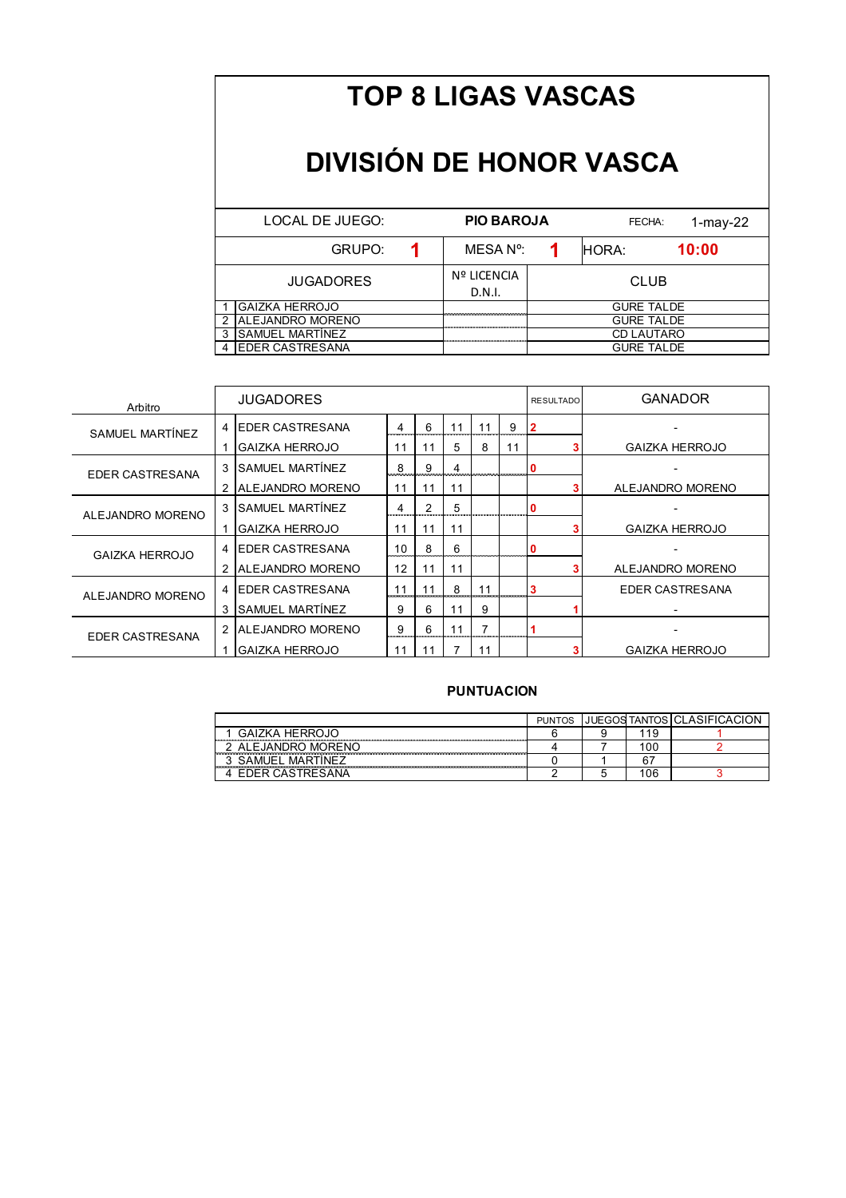# TOP 8 LIGAS VASCAS

# DIVISIÓN DE HONOR VASCA

| LOCAL DE JUEGO: | PIO BAROJA | FECHA: | 1-may-22 |
|---|---|---|---|
| GRUPO: **1** | MESA Nº: **1** | HORA: | **10:00** |

| | JUGADORES | Nº LICENCIA D.N.I. | CLUB |
|---|---|---|---|
| 1 | GAIZKA HERROJO | | GURE TALDE |
| 2 | ALEJANDRO MORENO | | GURE TALDE |
| 3 | SAMUEL MARTÍNEZ | | CD LAUTARO |
| 4 | EDER CASTRESANA | | GURE TALDE |

| Arbitro | | JUGADORES | | | | | | RESULTADO | GANADOR |
|---|---|---|---|---|---|---|---|---|---|
| SAMUEL MARTÍNEZ | 4 | EDER CASTRESANA | 4 | 6 | 11 | 11 | 9 | 2 | - |
| | 1 | GAIZKA HERROJO | 11 | 11 | 5 | 8 | 11 | 3 | GAIZKA HERROJO |
| EDER CASTRESANA | 3 | SAMUEL MARTÍNEZ | 8 | 9 | 4 | | | 0 | - |
| | 2 | ALEJANDRO MORENO | 11 | 11 | 11 | | | 3 | ALEJANDRO MORENO |
| ALEJANDRO MORENO | 3 | SAMUEL MARTÍNEZ | 4 | 2 | 5 | | | 0 | - |
| | 1 | GAIZKA HERROJO | 11 | 11 | 11 | | | 3 | GAIZKA HERROJO |
| GAIZKA HERROJO | 4 | EDER CASTRESANA | 10 | 8 | 6 | | | 0 | - |
| | 2 | ALEJANDRO MORENO | 12 | 11 | 11 | | | 3 | ALEJANDRO MORENO |
| ALEJANDRO MORENO | 4 | EDER CASTRESANA | 11 | 11 | 8 | 11 | | 3 | EDER CASTRESANA |
| | 3 | SAMUEL MARTÍNEZ | 9 | 6 | 11 | 9 | | 1 | - |
| EDER CASTRESANA | 2 | ALEJANDRO MORENO | 9 | 6 | 11 | 7 | | 1 | - |
| | 1 | GAIZKA HERROJO | 11 | 11 | 7 | 11 | | 3 | GAIZKA HERROJO |

**PUNTUACION**

| | PUNTOS | JUEGOS | TANTOS | CLASIFICACION |
|---|---|---|---|---|
| 1 GAIZKA HERROJO | 6 | 9 | 119 | 1 |
| 2 ALEJANDRO MORENO | 4 | 7 | 100 | 2 |
| 3 SAMUEL MARTÍNEZ | 0 | 1 | 67 | |
| 4 EDER CASTRESANA | 2 | 5 | 106 | 3 |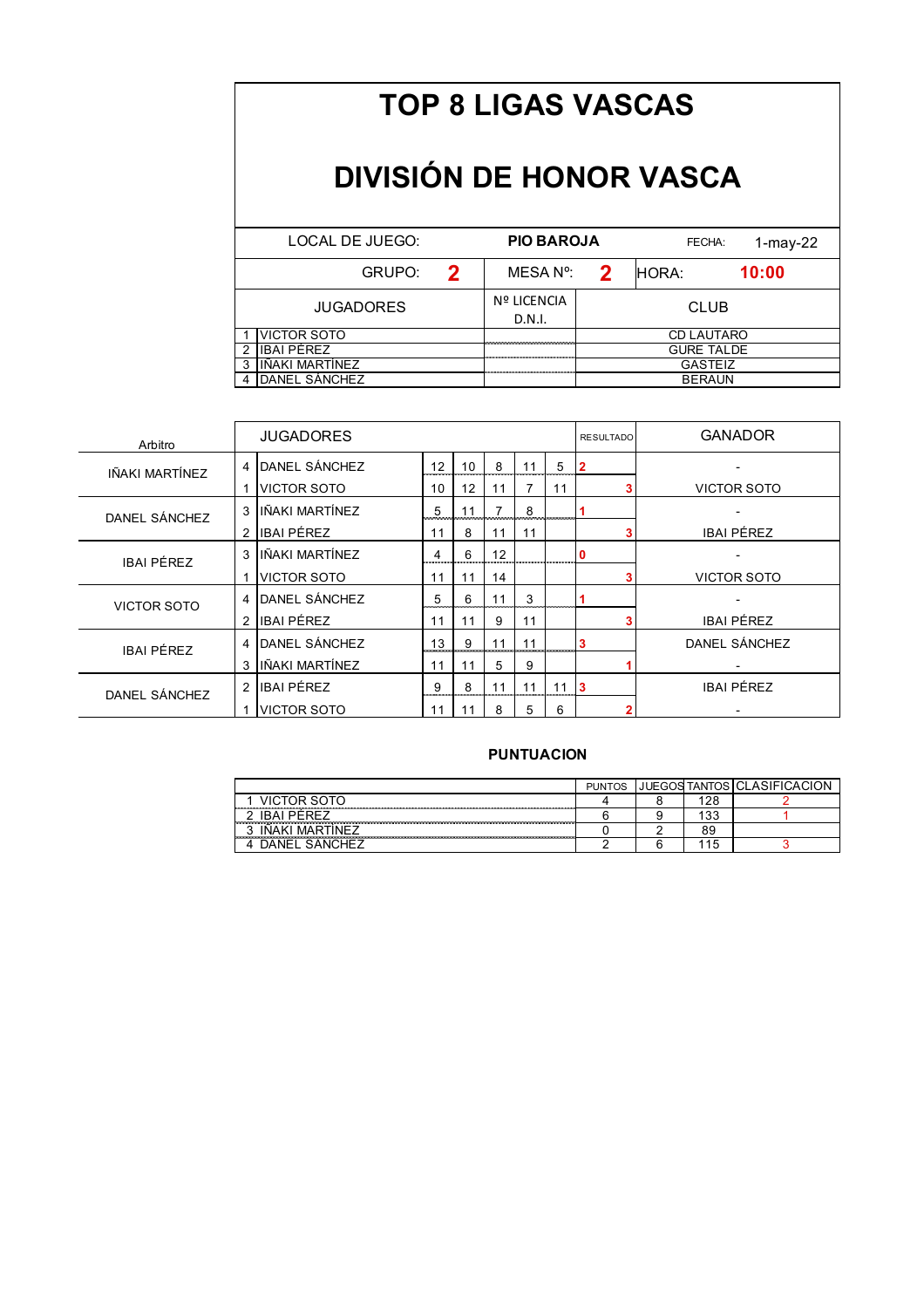# TOP 8 LIGAS VASCAS

# DIVISIÓN DE HONOR VASCA

| LOCAL DE JUEGO: | PIO BAROJA | FECHA: | 1-may-22 |
|---|---|---|---|
| GRUPO: **2** | MESA Nº: **2** | HORA: | **10:00** |

| | JUGADORES | Nº LICENCIA D.N.I. | CLUB |
|---|---|---|---|
| 1 | VICTOR SOTO | | CD LAUTARO |
| 2 | IBAI PÉREZ | | GURE TALDE |
| 3 | IÑAKI MARTÍNEZ | | GASTEIZ |
| 4 | DANEL SÁNCHEZ | | BERAUN |

| Arbitro | | JUGADORES | | | | | | RESULTADO | GANADOR |
|---|---|---|---|---|---|---|---|---|---|
| IÑAKI MARTÍNEZ | 4 | DANEL SÁNCHEZ | 12 | 10 | 8 | 11 | 5 | 2 | - |
| | 1 | VICTOR SOTO | 10 | 12 | 11 | 7 | 11 | 3 | VICTOR SOTO |
| DANEL SÁNCHEZ | 3 | IÑAKI MARTÍNEZ | 5 | 11 | 7 | 8 | | 1 | - |
| | 2 | IBAI PÉREZ | 11 | 8 | 11 | 11 | | 3 | IBAI PÉREZ |
| IBAI PÉREZ | 3 | IÑAKI MARTÍNEZ | 4 | 6 | 12 | | | 0 | - |
| | 1 | VICTOR SOTO | 11 | 11 | 14 | | | 3 | VICTOR SOTO |
| VICTOR SOTO | 4 | DANEL SÁNCHEZ | 5 | 6 | 11 | 3 | | 1 | - |
| | 2 | IBAI PÉREZ | 11 | 11 | 9 | 11 | | 3 | IBAI PÉREZ |
| IBAI PÉREZ | 4 | DANEL SÁNCHEZ | 13 | 9 | 11 | 11 | | 3 | DANEL SÁNCHEZ |
| | 3 | IÑAKI MARTÍNEZ | 11 | 11 | 5 | 9 | | 1 | - |
| DANEL SÁNCHEZ | 2 | IBAI PÉREZ | 9 | 8 | 11 | 11 | 11 | 3 | IBAI PÉREZ |
| | 1 | VICTOR SOTO | 11 | 11 | 8 | 5 | 6 | 2 | - |

**PUNTUACION**

| | PUNTOS | JUEGOS | TANTOS | CLASIFICACION |
|---|---|---|---|---|
| 1 VICTOR SOTO | 4 | 8 | 128 | 2 |
| 2 IBAI PÉREZ | 6 | 9 | 133 | 1 |
| 3 IÑAKI MARTÍNEZ | 0 | 2 | 89 | |
| 4 DANEL SÁNCHEZ | 2 | 6 | 115 | 3 |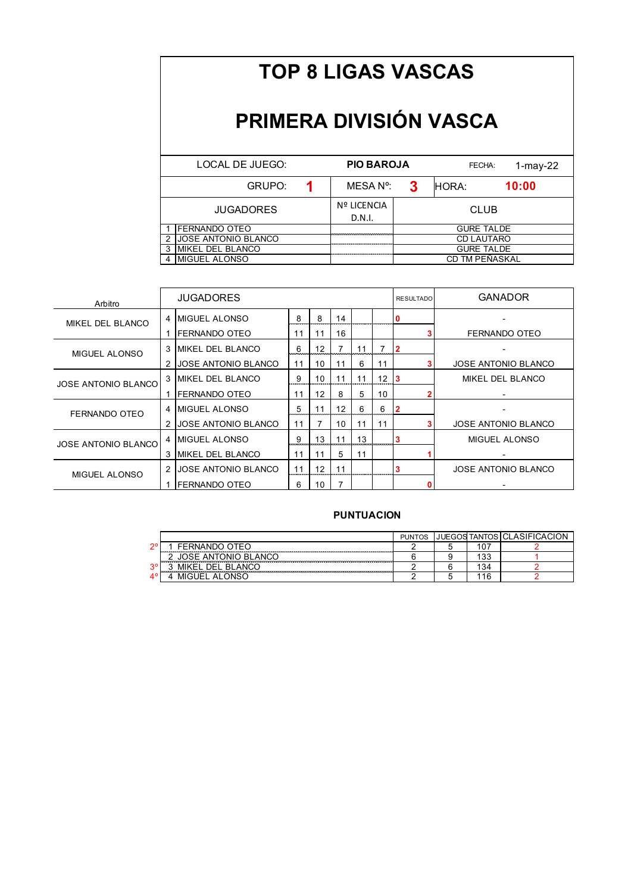# TOP 8 LIGAS VASCAS

# PRIMERA DIVISIÓN VASCA

| LOCAL DE JUEGO: | PIO BAROJA | FECHA: | 1-may-22 |
|---|---|---|---|
| GRUPO: **1** | MESA Nº: **3** | HORA: | **10:00** |

| | JUGADORES | Nº LICENCIA D.N.I. | CLUB |
|---|---|---|---|
| 1 | FERNANDO OTEO | | GURE TALDE |
| 2 | JOSE ANTONIO BLANCO | | CD LAUTARO |
| 3 | MIKEL DEL BLANCO | | GURE TALDE |
| 4 | MIGUEL ALONSO | | CD TM PEÑASKAL |

| Arbitro | | JUGADORES | | | | | | RESULTADO | GANADOR |
|---|---|---|---|---|---|---|---|---|---|
| MIKEL DEL BLANCO | 4 | MIGUEL ALONSO | 8 | 8 | 14 | | | 0 | - |
| | 1 | FERNANDO OTEO | 11 | 11 | 16 | | | 3 | FERNANDO OTEO |
| MIGUEL ALONSO | 3 | MIKEL DEL BLANCO | 6 | 12 | 7 | 11 | 7 | 2 | - |
| | 2 | JOSE ANTONIO BLANCO | 11 | 10 | 11 | 6 | 11 | 3 | JOSE ANTONIO BLANCO |
| JOSE ANTONIO BLANCO | 3 | MIKEL DEL BLANCO | 9 | 10 | 11 | 11 | 12 | 3 | MIKEL DEL BLANCO |
| | 1 | FERNANDO OTEO | 11 | 12 | 8 | 5 | 10 | 2 | - |
| FERNANDO OTEO | 4 | MIGUEL ALONSO | 5 | 11 | 12 | 6 | 6 | 2 | - |
| | 2 | JOSE ANTONIO BLANCO | 11 | 7 | 10 | 11 | 11 | 3 | JOSE ANTONIO BLANCO |
| JOSE ANTONIO BLANCO | 4 | MIGUEL ALONSO | 9 | 13 | 11 | 13 | | 3 | MIGUEL ALONSO |
| | 3 | MIKEL DEL BLANCO | 11 | 11 | 5 | 11 | | 1 | - |
| MIGUEL ALONSO | 2 | JOSE ANTONIO BLANCO | 11 | 12 | 11 | | | 3 | JOSE ANTONIO BLANCO |
| | 1 | FERNANDO OTEO | 6 | 10 | 7 | | | 0 | - |

**PUNTUACION**

| | | PUNTOS | JUEGOS | TANTOS | CLASIFICACION |
|---|---|---|---|---|---|
| 2º | 1 FERNANDO OTEO | 2 | 5 | 107 | 2 |
| | 2 JOSE ANTONIO BLANCO | 6 | 9 | 133 | 1 |
| 3º | 3 MIKEL DEL BLANCO | 2 | 6 | 134 | 2 |
| 4º | 4 MIGUEL ALONSO | 2 | 5 | 116 | 2 |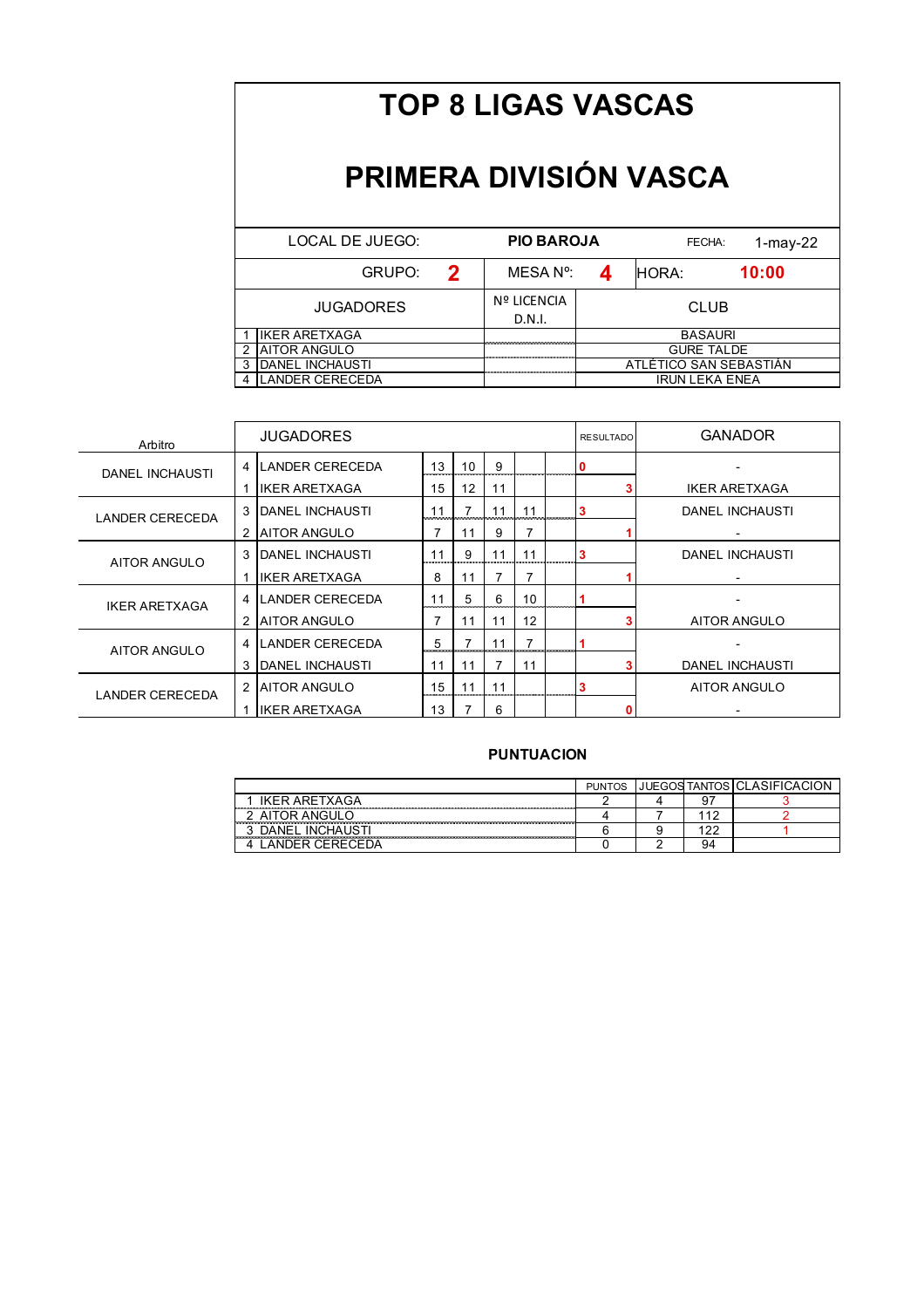# TOP 8 LIGAS VASCAS

# PRIMERA DIVISIÓN VASCA

| LOCAL DE JUEGO: | PIO BAROJA | FECHA: | 1-may-22 |
|---|---|---|---|
| GRUPO: **2** | MESA Nº: **4** | HORA: | **10:00** |

| | JUGADORES | Nº LICENCIA D.N.I. | CLUB |
|---|---|---|---|
| 1 | IKER ARETXAGA | | BASAURI |
| 2 | AITOR ANGULO | | GURE TALDE |
| 3 | DANEL INCHAUSTI | | ATLÉTICO SAN SEBASTIÁN |
| 4 | LANDER CERECEDA | | IRUN LEKA ENEA |

| Arbitro | | JUGADORES | | | | | | RESULTADO | GANADOR |
|---|---|---|---|---|---|---|---|---|---|
| DANEL INCHAUSTI | 4 | LANDER CERECEDA | 13 | 10 | 9 | | | 0 | - |
| | 1 | IKER ARETXAGA | 15 | 12 | 11 | | | 3 | IKER ARETXAGA |
| LANDER CERECEDA | 3 | DANEL INCHAUSTI | 11 | 7 | 11 | 11 | | 3 | DANEL INCHAUSTI |
| | 2 | AITOR ANGULO | 7 | 11 | 9 | 7 | | 1 | - |
| AITOR ANGULO | 3 | DANEL INCHAUSTI | 11 | 9 | 11 | 11 | | 3 | DANEL INCHAUSTI |
| | 1 | IKER ARETXAGA | 8 | 11 | 7 | 7 | | 1 | - |
| IKER ARETXAGA | 4 | LANDER CERECEDA | 11 | 5 | 6 | 10 | | 1 | - |
| | 2 | AITOR ANGULO | 7 | 11 | 11 | 12 | | 3 | AITOR ANGULO |
| AITOR ANGULO | 4 | LANDER CERECEDA | 5 | 7 | 11 | 7 | | 1 | - |
| | 3 | DANEL INCHAUSTI | 11 | 11 | 7 | 11 | | 3 | DANEL INCHAUSTI |
| LANDER CERECEDA | 2 | AITOR ANGULO | 15 | 11 | 11 | | | 3 | AITOR ANGULO |
| | 1 | IKER ARETXAGA | 13 | 7 | 6 | | | 0 | - |

## PUNTUACION

| | PUNTOS | JUEGOS | TANTOS | CLASIFICACION |
|---|---|---|---|---|
| 1 IKER ARETXAGA | 2 | 4 | 97 | 3 |
| 2 AITOR ANGULO | 4 | 7 | 112 | 2 |
| 3 DANEL INCHAUSTI | 6 | 9 | 122 | 1 |
| 4 LANDER CERECEDA | 0 | 2 | 94 | |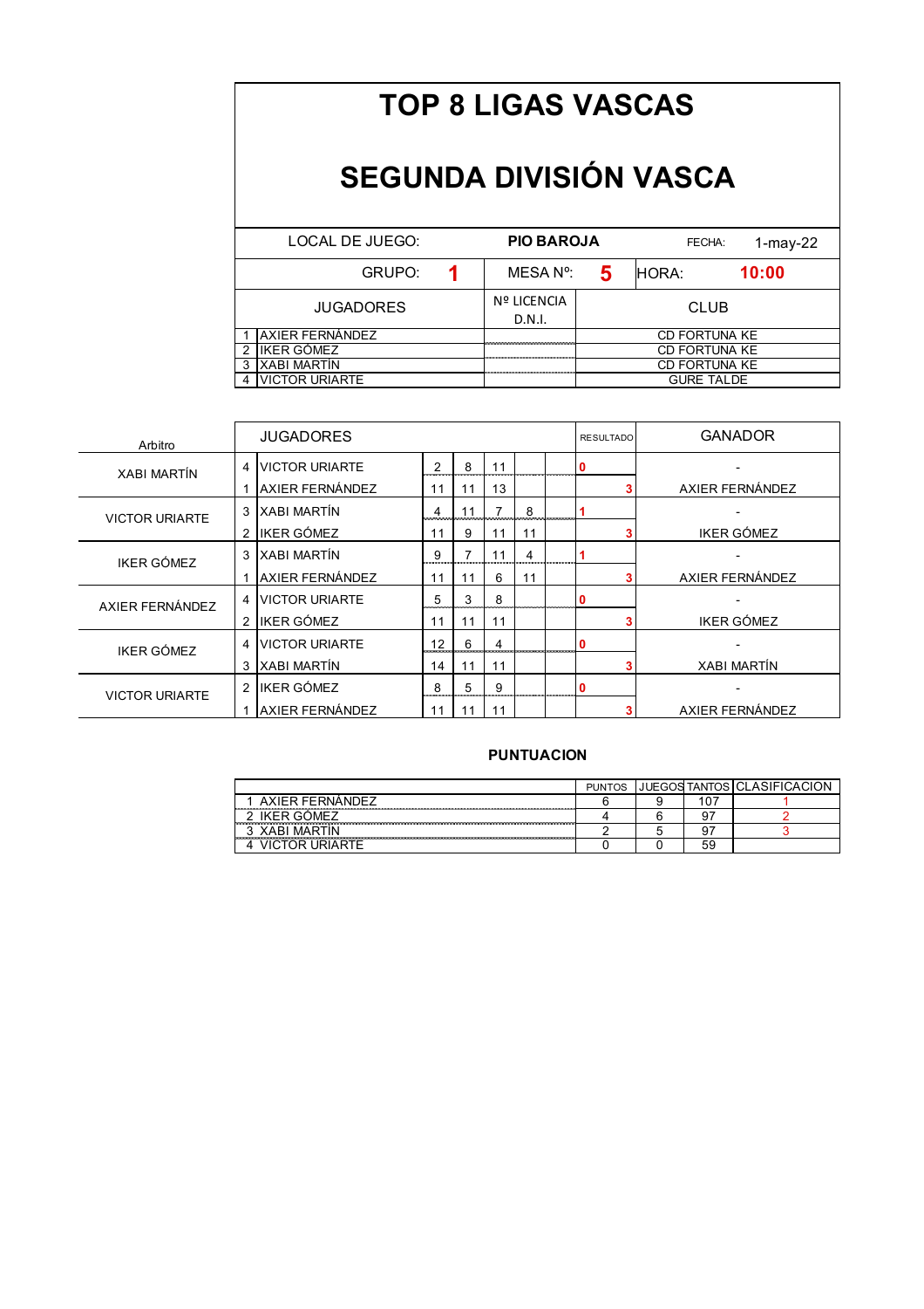# TOP 8 LIGAS VASCAS

# SEGUNDA DIVISIÓN VASCA

| LOCAL DE JUEGO: | PIO BAROJA | FECHA: 1-may-22 |
|---|---|---|
| GRUPO: **1** | MESA Nº: **5** | HORA: **10:00** |

| | JUGADORES | Nº LICENCIA D.N.I. | CLUB |
|---|---|---|---|
| 1 | AXIER FERNÁNDEZ | | CD FORTUNA KE |
| 2 | IKER GÓMEZ | | CD FORTUNA KE |
| 3 | XABI MARTÍN | | CD FORTUNA KE |
| 4 | VICTOR URIARTE | | GURE TALDE |

| Arbitro | | JUGADORES | | | | | | RESULTADO | GANADOR |
|---|---|---|---|---|---|---|---|---|---|
| XABI MARTÍN | 4 | VICTOR URIARTE | 2 | 8 | 11 | | | 0 | - |
| | 1 | AXIER FERNÁNDEZ | 11 | 11 | 13 | | | 3 | AXIER FERNÁNDEZ |
| VICTOR URIARTE | 3 | XABI MARTÍN | 4 | 11 | 7 | 8 | | 1 | - |
| | 2 | IKER GÓMEZ | 11 | 9 | 11 | 11 | | 3 | IKER GÓMEZ |
| IKER GÓMEZ | 3 | XABI MARTÍN | 9 | 7 | 11 | 4 | | 1 | - |
| | 1 | AXIER FERNÁNDEZ | 11 | 11 | 6 | 11 | | 3 | AXIER FERNÁNDEZ |
| AXIER FERNÁNDEZ | 4 | VICTOR URIARTE | 5 | 3 | 8 | | | 0 | - |
| | 2 | IKER GÓMEZ | 11 | 11 | 11 | | | 3 | IKER GÓMEZ |
| IKER GÓMEZ | 4 | VICTOR URIARTE | 12 | 6 | 4 | | | 0 | - |
| | 3 | XABI MARTÍN | 14 | 11 | 11 | | | 3 | XABI MARTÍN |
| VICTOR URIARTE | 2 | IKER GÓMEZ | 8 | 5 | 9 | | | 0 | - |
| | 1 | AXIER FERNÁNDEZ | 11 | 11 | 11 | | | 3 | AXIER FERNÁNDEZ |

**PUNTUACION**

| | PUNTOS | JUEGOS | TANTOS | CLASIFICACION |
|---|---|---|---|---|
| 1 AXIER FERNÁNDEZ | 6 | 9 | 107 | 1 |
| 2 IKER GÓMEZ | 4 | 6 | 97 | 2 |
| 3 XABI MARTÍN | 2 | 5 | 97 | 3 |
| 4 VICTOR URIARTE | 0 | 0 | 59 | |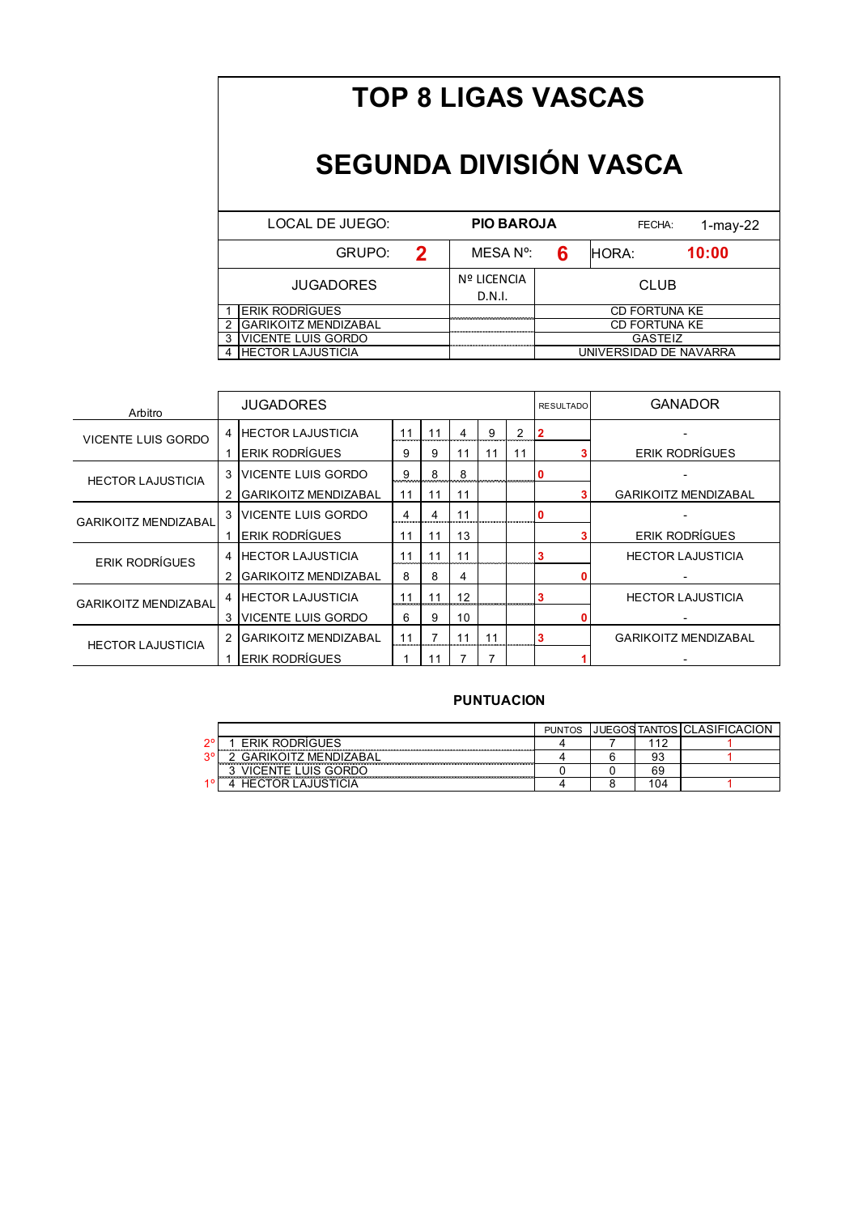# TOP 8 LIGAS VASCAS

# SEGUNDA DIVISIÓN VASCA

| | | | |
|---|---|---|---|
| LOCAL DE JUEGO: | **PIO BAROJA** | FECHA: | 1-may-22 |
| GRUPO: **2** | MESA Nº: **6** | HORA: | **10:00** |

| | JUGADORES | Nº LICENCIA D.N.I. | CLUB |
|---|---|---|---|
| 1 | ERIK RODRÍGUES | | CD FORTUNA KE |
| 2 | GARIKOITZ MENDIZABAL | | CD FORTUNA KE |
| 3 | VICENTE LUIS GORDO | | GASTEIZ |
| 4 | HECTOR LAJUSTICIA | | UNIVERSIDAD DE NAVARRA |

| Arbitro | | JUGADORES | | | | | | RESULTADO | GANADOR |
|---|---|---|---|---|---|---|---|---|---|
| VICENTE LUIS GORDO | 4 | HECTOR LAJUSTICIA | 11 | 11 | 4 | 9 | 2 | 2 | - |
| | 1 | ERIK RODRÍGUES | 9 | 9 | 11 | 11 | 11 | 3 | ERIK RODRÍGUES |
| HECTOR LAJUSTICIA | 3 | VICENTE LUIS GORDO | 9 | 8 | 8 | | | 0 | - |
| | 2 | GARIKOITZ MENDIZABAL | 11 | 11 | 11 | | | 3 | GARIKOITZ MENDIZABAL |
| GARIKOITZ MENDIZABAL | 3 | VICENTE LUIS GORDO | 4 | 4 | 11 | | | 0 | - |
| | 1 | ERIK RODRÍGUES | 11 | 11 | 13 | | | 3 | ERIK RODRÍGUES |
| ERIK RODRÍGUES | 4 | HECTOR LAJUSTICIA | 11 | 11 | 11 | | | 3 | HECTOR LAJUSTICIA |
| | 2 | GARIKOITZ MENDIZABAL | 8 | 8 | 4 | | | 0 | - |
| GARIKOITZ MENDIZABAL | 4 | HECTOR LAJUSTICIA | 11 | 11 | 12 | | | 3 | HECTOR LAJUSTICIA |
| | 3 | VICENTE LUIS GORDO | 6 | 9 | 10 | | | 0 | - |
| HECTOR LAJUSTICIA | 2 | GARIKOITZ MENDIZABAL | 11 | 7 | 11 | 11 | | 3 | GARIKOITZ MENDIZABAL |
| | 1 | ERIK RODRÍGUES | 1 | 11 | 7 | 7 | | 1 | - |

**PUNTUACION**

| | | PUNTOS | JUEGOS | TANTOS | CLASIFICACION |
|---|---|---|---|---|---|
| 2º | 1 ERIK RODRÍGUES | 4 | 7 | 112 | 1 |
| 3º | 2 GARIKOITZ MENDIZABAL | 4 | 6 | 93 | 1 |
| | 3 VICENTE LUIS GORDO | 0 | 0 | 69 | |
| 1º | 4 HECTOR LAJUSTICIA | 4 | 8 | 104 | 1 |